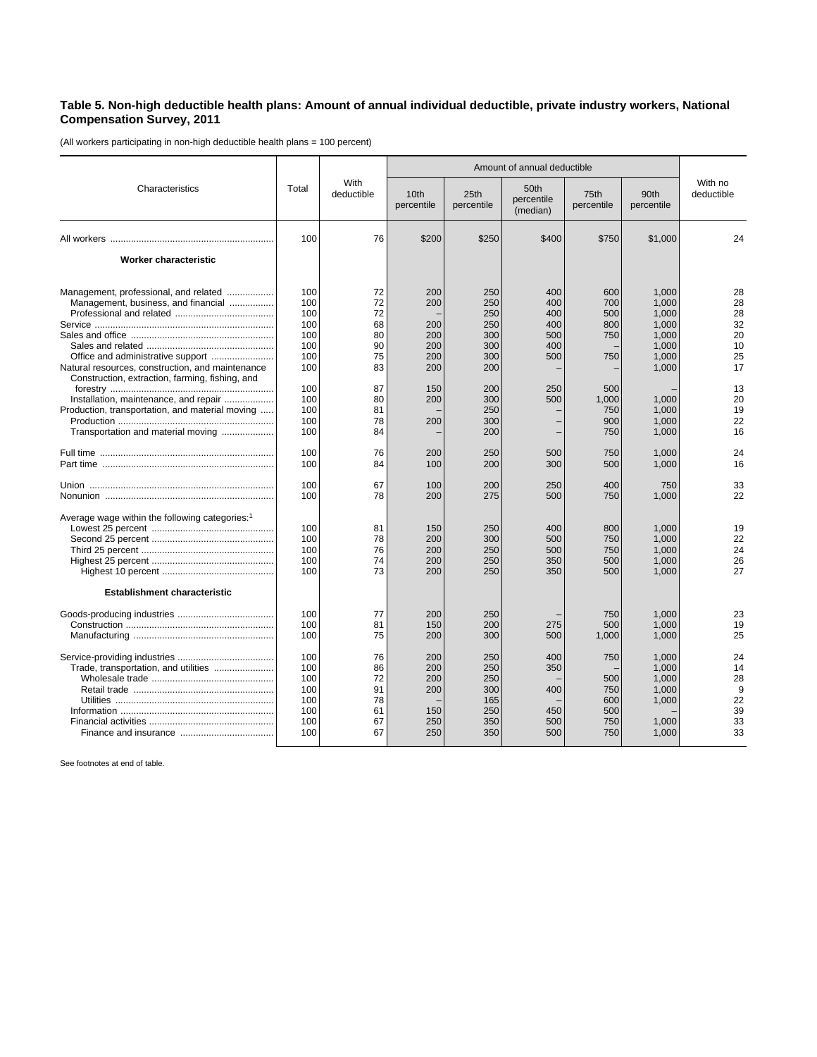**Table 5. Non-high deductible health plans: Amount of annual individual deductible, private industry workers, National Compensation Survey, 2011**

(All workers participating in non-high deductible health plans = 100 percent)

| Characteristics | Total | With deductible | Amount of annual deductible | | | | | With no deductible |
|---|---|---|---|---|---|---|---|---|
| | | | 10th percentile | 25th percentile | 50th percentile (median) | 75th percentile | 90th percentile | |
| All workers | 100 | 76 | $200 | $250 | $400 | $750 | $1,000 | 24 |
| **Worker characteristic** | | | | | | | | |
| Management, professional, and related | 100 | 72 | 200 | 250 | 400 | 600 | 1,000 | 28 |
| Management, business, and financial | 100 | 72 | 200 | 250 | 400 | 700 | 1,000 | 28 |
| Professional and related | 100 | 72 | – | 250 | 400 | 500 | 1,000 | 28 |
| Service | 100 | 68 | 200 | 250 | 400 | 800 | 1,000 | 32 |
| Sales and office | 100 | 80 | 200 | 300 | 500 | 750 | 1,000 | 20 |
| Sales and related | 100 | 90 | 200 | 300 | 400 | – | 1,000 | 10 |
| Office and administrative support | 100 | 75 | 200 | 300 | 500 | 750 | 1,000 | 25 |
| Natural resources, construction, and maintenance | 100 | 83 | 200 | 200 | – | – | 1,000 | 17 |
| Construction, extraction, farming, fishing, and forestry | 100 | 87 | 150 | 200 | 250 | 500 | – | 13 |
| Installation, maintenance, and repair | 100 | 80 | 200 | 300 | 500 | 1,000 | 1,000 | 20 |
| Production, transportation, and material moving | 100 | 81 | – | 250 | – | 750 | 1,000 | 19 |
| Production | 100 | 78 | 200 | 300 | – | 900 | 1,000 | 22 |
| Transportation and material moving | 100 | 84 | – | 200 | – | 750 | 1,000 | 16 |
| Full time | 100 | 76 | 200 | 250 | 500 | 750 | 1,000 | 24 |
| Part time | 100 | 84 | 100 | 200 | 300 | 500 | 1,000 | 16 |
| Union | 100 | 67 | 100 | 200 | 250 | 400 | 750 | 33 |
| Nonunion | 100 | 78 | 200 | 275 | 500 | 750 | 1,000 | 22 |
| Average wage within the following categories:[1] | | | | | | | | |
| Lowest 25 percent | 100 | 81 | 150 | 250 | 400 | 800 | 1,000 | 19 |
| Second 25 percent | 100 | 78 | 200 | 300 | 500 | 750 | 1,000 | 22 |
| Third 25 percent | 100 | 76 | 200 | 250 | 500 | 750 | 1,000 | 24 |
| Highest 25 percent | 100 | 74 | 200 | 250 | 350 | 500 | 1,000 | 26 |
| Highest 10 percent | 100 | 73 | 200 | 250 | 350 | 500 | 1,000 | 27 |
| **Establishment characteristic** | | | | | | | | |
| Goods-producing industries | 100 | 77 | 200 | 250 | – | 750 | 1,000 | 23 |
| Construction | 100 | 81 | 150 | 200 | 275 | 500 | 1,000 | 19 |
| Manufacturing | 100 | 75 | 200 | 300 | 500 | 1,000 | 1,000 | 25 |
| Service-providing industries | 100 | 76 | 200 | 250 | 400 | 750 | 1,000 | 24 |
| Trade, transportation, and utilities | 100 | 86 | 200 | 250 | 350 | – | 1,000 | 14 |
| Wholesale trade | 100 | 72 | 200 | 250 | – | 500 | 1,000 | 28 |
| Retail trade | 100 | 91 | 200 | 300 | 400 | 750 | 1,000 | 9 |
| Utilities | 100 | 78 | – | 165 | – | 600 | 1,000 | 22 |
| Information | 100 | 61 | 150 | 250 | 450 | 500 | – | 39 |
| Financial activities | 100 | 67 | 250 | 350 | 500 | 750 | 1,000 | 33 |
| Finance and insurance | 100 | 67 | 250 | 350 | 500 | 750 | 1,000 | 33 |

See footnotes at end of table.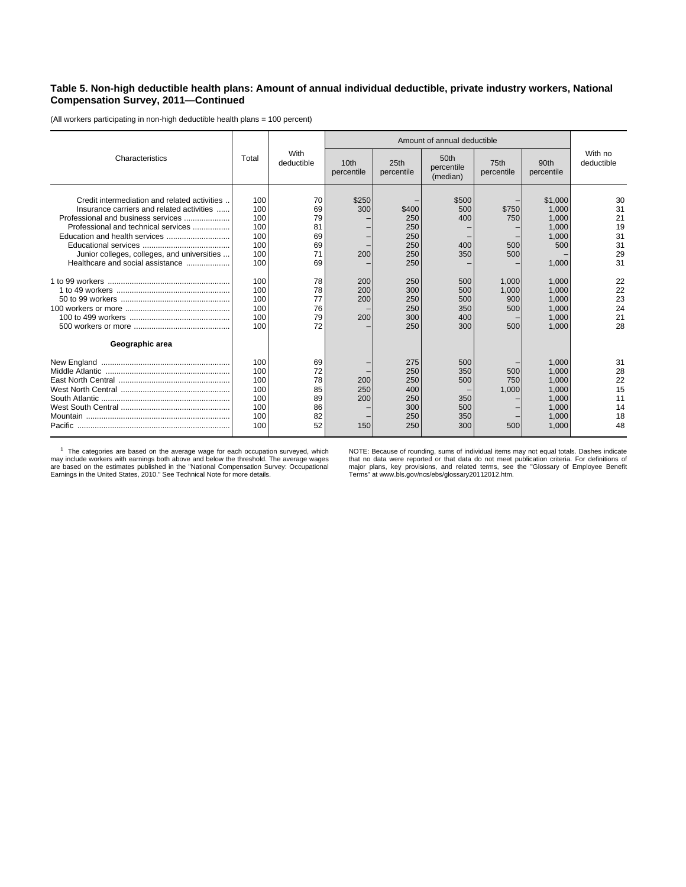### Table 5. Non-high deductible health plans: Amount of annual individual deductible, private industry workers, National Compensation Survey, 2011—Continued

(All workers participating in non-high deductible health plans = 100 percent)

| Characteristics | Total | With deductible | Amount of annual deductible | | | | | With no deductible |
|---|---|---|---|---|---|---|---|---|
| | | | 10th percentile | 25th percentile | 50th percentile (median) | 75th percentile | 90th percentile | |
| Credit intermediation and related activities | 100 | 70 | $250 | – | $500 | – | $1,000 | 30 |
| Insurance carriers and related activities | 100 | 69 | 300 | $400 | 500 | $750 | 1,000 | 31 |
| Professional and business services | 100 | 79 | – | 250 | 400 | 750 | 1,000 | 21 |
| Professional and technical services | 100 | 81 | – | 250 | – | – | 1,000 | 19 |
| Education and health services | 100 | 69 | – | 250 | – | – | 1,000 | 31 |
| Educational services | 100 | 69 | – | 250 | 400 | 500 | 500 | 31 |
| Junior colleges, colleges, and universities | 100 | 71 | 200 | 250 | 350 | 500 | – | 29 |
| Healthcare and social assistance | 100 | 69 | – | 250 | – | – | 1,000 | 31 |
| 1 to 99 workers | 100 | 78 | 200 | 250 | 500 | 1,000 | 1,000 | 22 |
| 1 to 49 workers | 100 | 78 | 200 | 300 | 500 | 1,000 | 1,000 | 22 |
| 50 to 99 workers | 100 | 77 | 200 | 250 | 500 | 900 | 1,000 | 23 |
| 100 workers or more | 100 | 76 | – | 250 | 350 | 500 | 1,000 | 24 |
| 100 to 499 workers | 100 | 79 | 200 | 300 | 400 | – | 1,000 | 21 |
| 500 workers or more | 100 | 72 | – | 250 | 300 | 500 | 1,000 | 28 |
| **Geographic area** | | | | | | | | |
| New England | 100 | 69 | – | 275 | 500 | – | 1,000 | 31 |
| Middle Atlantic | 100 | 72 | – | 250 | 350 | 500 | 1,000 | 28 |
| East North Central | 100 | 78 | 200 | 250 | 500 | 750 | 1,000 | 22 |
| West North Central | 100 | 85 | 250 | 400 | – | 1,000 | 1,000 | 15 |
| South Atlantic | 100 | 89 | 200 | 250 | 350 | – | 1,000 | 11 |
| West South Central | 100 | 86 | – | 300 | 500 | – | 1,000 | 14 |
| Mountain | 100 | 82 | – | 250 | 350 | – | 1,000 | 18 |
| Pacific | 100 | 52 | 150 | 250 | 300 | 500 | 1,000 | 48 |

[1] The categories are based on the average wage for each occupation surveyed, which may include workers with earnings both above and below the threshold. The average wages are based on the estimates published in the "National Compensation Survey: Occupational Earnings in the United States, 2010." See Technical Note for more details.

NOTE: Because of rounding, sums of individual items may not equal totals. Dashes indicate that no data were reported or that data do not meet publication criteria. For definitions of major plans, key provisions, and related terms, see the "Glossary of Employee Benefit Terms" at www.bls.gov/ncs/ebs/glossary20112012.htm.